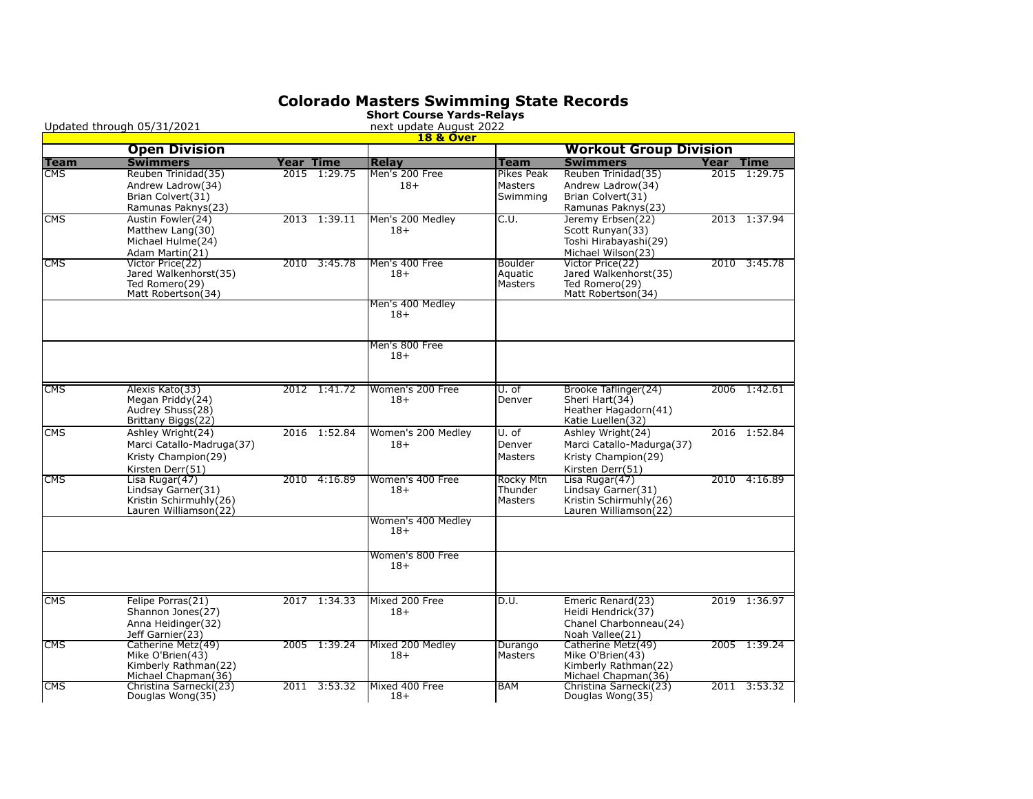# Colorado Masters Swimming State Records

**Short Course Yards-Relays**

Updated through 05/31/2021

next update August 2022

**18 & Over**

| Open Division | | | | | Workout Group Division | | | |
|---|---|---|---|---|---|---|---|---|
| **Team** | **Swimmers** | **Year** | **Time** | **Relay** | **Team** | **Swimmers** | **Year** | **Time** |
| CMS | Reuben Trinidad(35)<br>Andrew Ladrow(34)<br>Brian Colvert(31)<br>Ramunas Paknys(23) | 2015 | 1:29.75 | Men's 200 Free 18+ | Pikes Peak Masters Swimming | Reuben Trinidad(35)<br>Andrew Ladrow(34)<br>Brian Colvert(31)<br>Ramunas Paknys(23) | 2015 | 1:29.75 |
| CMS | Austin Fowler(24)<br>Matthew Lang(30)<br>Michael Hulme(24)<br>Adam Martin(21) | 2013 | 1:39.11 | Men's 200 Medley 18+ | C.U. | Jeremy Erbsen(22)<br>Scott Runyan(33)<br>Toshi Hirabayashi(29)<br>Michael Wilson(23) | 2013 | 1:37.94 |
| CMS | Victor Price(22)<br>Jared Walkenhorst(35)<br>Ted Romero(29)<br>Matt Robertson(34) | 2010 | 3:45.78 | Men's 400 Free 18+ | Boulder Aquatic Masters | Victor Price(22)<br>Jared Walkenhorst(35)<br>Ted Romero(29)<br>Matt Robertson(34) | 2010 | 3:45.78 |
| | | | | Men's 400 Medley 18+ | | | | |
| | | | | Men's 800 Free 18+ | | | | |
| CMS | Alexis Kato(33)<br>Megan Priddy(24)<br>Audrey Shuss(28)<br>Brittany Biggs(22) | 2012 | 1:41.72 | Women's 200 Free 18+ | U. of Denver | Brooke Taflinger(24)<br>Sheri Hart(34)<br>Heather Hagadorn(41)<br>Katie Luellen(32) | 2006 | 1:42.61 |
| CMS | Ashley Wright(24)<br>Marci Catallo-Madruga(37)<br>Kristy Champion(29)<br>Kirsten Derr(51) | 2016 | 1:52.84 | Women's 200 Medley 18+ | U. of Denver Masters | Ashley Wright(24)<br>Marci Catallo-Madurga(37)<br>Kristy Champion(29)<br>Kirsten Derr(51) | 2016 | 1:52.84 |
| CMS | Lisa Rugar(47)<br>Lindsay Garner(31)<br>Kristin Schirmuhly(26)<br>Lauren Williamson(22) | 2010 | 4:16.89 | Women's 400 Free 18+ | Rocky Mtn Thunder Masters | Lisa Rugar(47)<br>Lindsay Garner(31)<br>Kristin Schirmuhly(26)<br>Lauren Williamson(22) | 2010 | 4:16.89 |
| | | | | Women's 400 Medley 18+ | | | | |
| | | | | Women's 800 Free 18+ | | | | |
| CMS | Felipe Porras(21)<br>Shannon Jones(27)<br>Anna Heidinger(32)<br>Jeff Garnier(23) | 2017 | 1:34.33 | Mixed 200 Free 18+ | D.U. | Emeric Renard(23)<br>Heidi Hendrick(37)<br>Chanel Charbonneau(24)<br>Noah Vallee(21) | 2019 | 1:36.97 |
| CMS | Catherine Metz(49)<br>Mike O'Brien(43)<br>Kimberly Rathman(22)<br>Michael Chapman(36) | 2005 | 1:39.24 | Mixed 200 Medley 18+ | Durango Masters | Catherine Metz(49)<br>Mike O'Brien(43)<br>Kimberly Rathman(22)<br>Michael Chapman(36) | 2005 | 1:39.24 |
| CMS | Christina Sarnecki(23)<br>Douglas Wong(35) | 2011 | 3:53.32 | Mixed 400 Free 18+ | BAM | Christina Sarnecki(23)<br>Douglas Wong(35) | 2011 | 3:53.32 |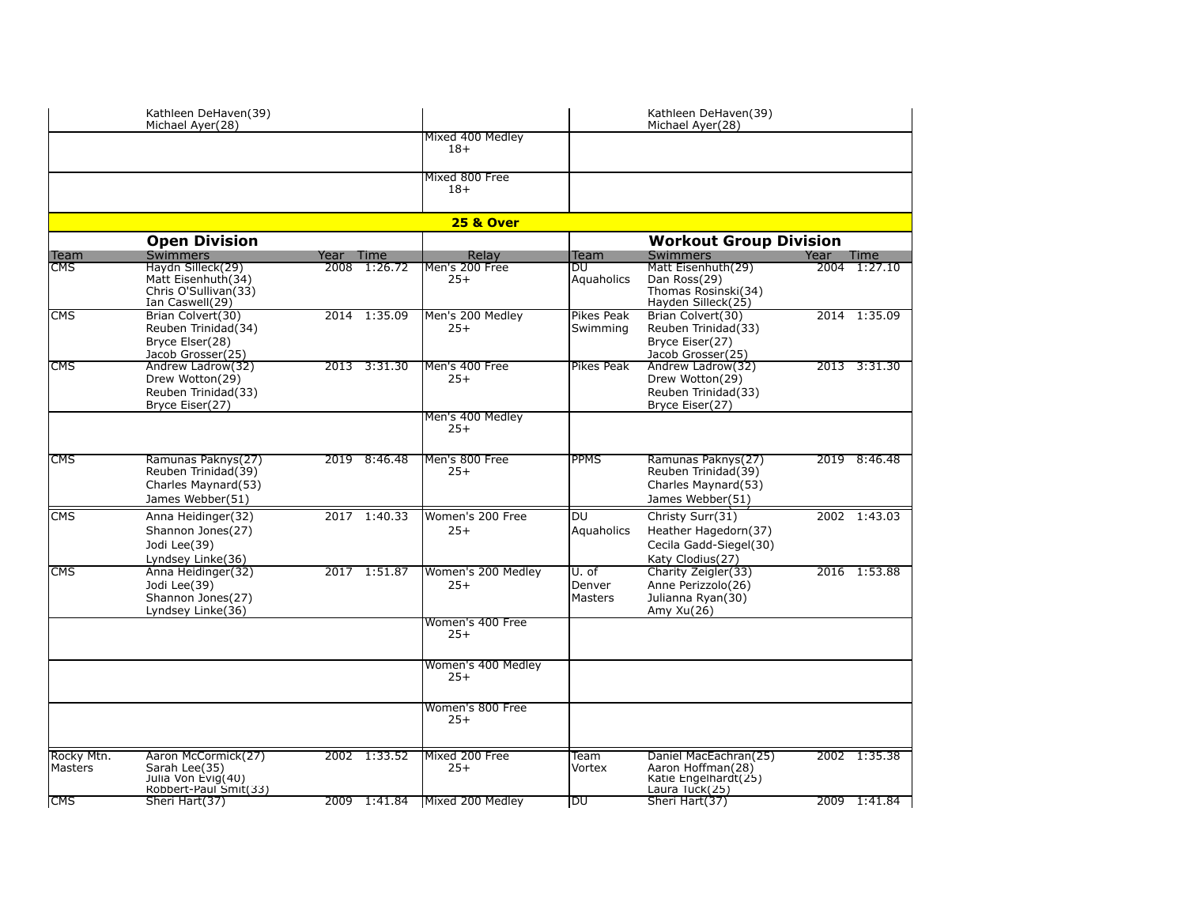| Team | Swimmers | Year | Time | Relay | Team | Swimmers | Year | Time |
|---|---|---|---|---|---|---|---|---|
| | Kathleen DeHaven(39)<br>Michael Ayer(28) | | | | | Kathleen DeHaven(39)<br>Michael Ayer(28) | | |
| | | | | Mixed 400 Medley 18+ | | | | |
| | | | | Mixed 800 Free 18+ | | | | |

## 25 & Over

| Open Division | | | | | Workout Group Division | | | |
|---|---|---|---|---|---|---|---|---|
| Team | Swimmers | Year | Time | Relay | Team | Swimmers | Year | Time |
| CMS | Haydn Silleck(29)<br>Matt Eisenhuth(34)<br>Chris O'Sullivan(33)<br>Ian Caswell(29) | 2008 | 1:26.72 | Men's 200 Free 25+ | DU Aquaholics | Matt Eisenhuth(29)<br>Dan Ross(29)<br>Thomas Rosinski(34)<br>Hayden Silleck(25) | 2004 | 1:27.10 |
| CMS | Brian Colvert(30)<br>Reuben Trinidad(34)<br>Bryce Elser(28)<br>Jacob Grosser(25) | 2014 | 1:35.09 | Men's 200 Medley 25+ | Pikes Peak Swimming | Brian Colvert(30)<br>Reuben Trinidad(33)<br>Bryce Eiser(27)<br>Jacob Grosser(25) | 2014 | 1:35.09 |
| CMS | Andrew Ladrow(32)<br>Drew Wotton(29)<br>Reuben Trinidad(33)<br>Bryce Eiser(27) | 2013 | 3:31.30 | Men's 400 Free 25+ | Pikes Peak | Andrew Ladrow(32)<br>Drew Wotton(29)<br>Reuben Trinidad(33)<br>Bryce Eiser(27) | 2013 | 3:31.30 |
| | | | | Men's 400 Medley 25+ | | | | |
| CMS | Ramunas Paknys(27)<br>Reuben Trinidad(39)<br>Charles Maynard(53)<br>James Webber(51) | 2019 | 8:46.48 | Men's 800 Free 25+ | PPMS | Ramunas Paknys(27)<br>Reuben Trinidad(39)<br>Charles Maynard(53)<br>James Webber(51) | 2019 | 8:46.48 |
| CMS | Anna Heidinger(32)<br>Shannon Jones(27)<br>Jodi Lee(39)<br>Lyndsey Linke(36) | 2017 | 1:40.33 | Women's 200 Free 25+ | DU Aquaholics | Christy Surr(31)<br>Heather Hagedorn(37)<br>Cecila Gadd-Siegel(30)<br>Katy Clodius(27) | 2002 | 1:43.03 |
| CMS | Anna Heidinger(32)<br>Jodi Lee(39)<br>Shannon Jones(27)<br>Lyndsey Linke(36) | 2017 | 1:51.87 | Women's 200 Medley 25+ | U. of Denver Masters | Charity Zeigler(33)<br>Anne Perizzolo(26)<br>Julianna Ryan(30)<br>Amy Xu(26) | 2016 | 1:53.88 |
| | | | | Women's 400 Free 25+ | | | | |
| | | | | Women's 400 Medley 25+ | | | | |
| | | | | Women's 800 Free 25+ | | | | |
| Rocky Mtn. Masters | Aaron McCormick(27)<br>Sarah Lee(35)<br>Julia Von Evig(40)<br>Robbert-Paul Smit(33) | 2002 | 1:33.52 | Mixed 200 Free 25+ | Team Vortex | Daniel MacEachran(25)<br>Aaron Hoffman(28)<br>Katie Engelhardt(25)<br>Laura Tuck(25) | 2002 | 1:35.38 |
| CMS | Sheri Hart(37) | 2009 | 1:41.84 | Mixed 200 Medley | DU | Sheri Hart(37) | 2009 | 1:41.84 |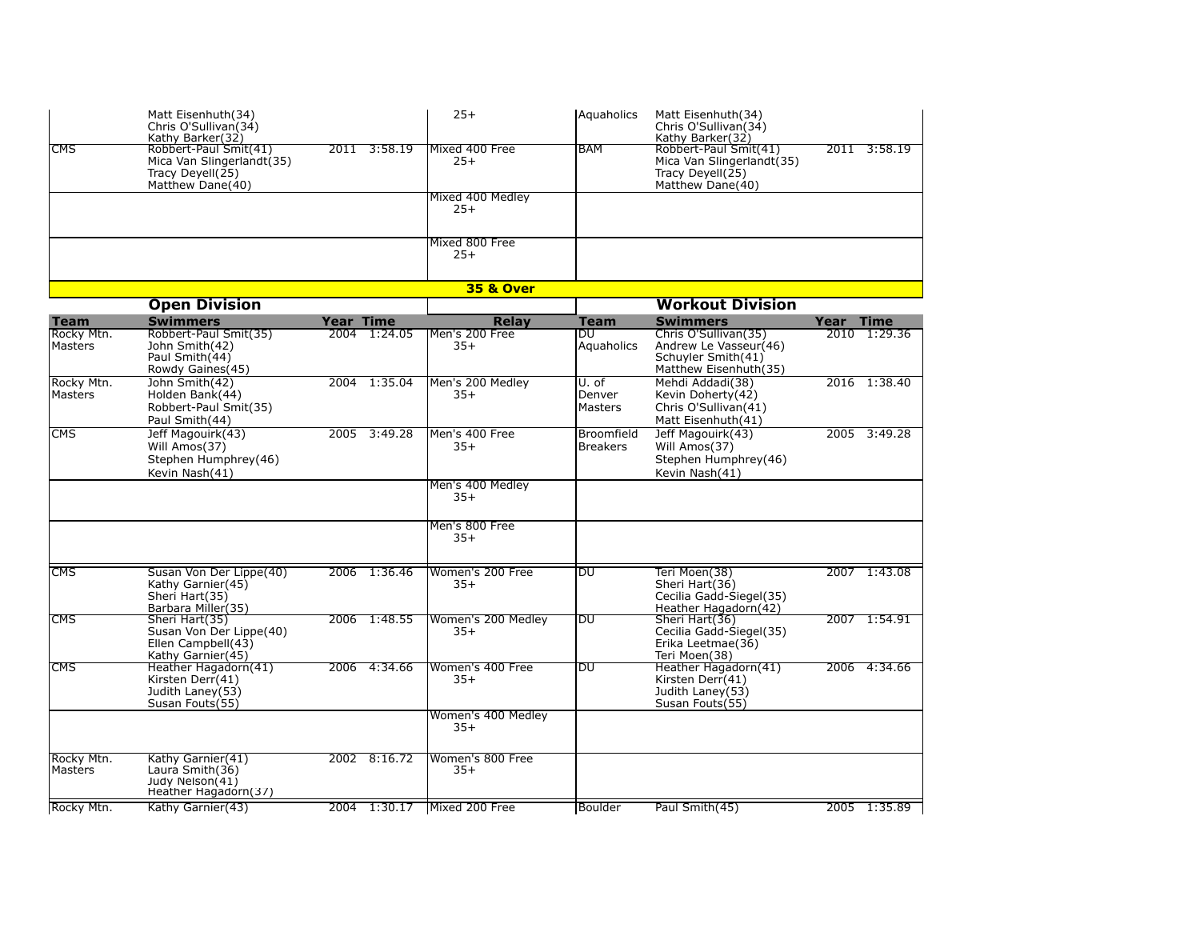| Team | Swimmers | Year | Time | Relay | Team | Swimmers | Year | Time |
|---|---|---|---|---|---|---|---|---|
| | Matt Eisenhuth(34)<br>Chris O'Sullivan(34)<br>Kathy Barker(32) | | | 25+ | Aquaholics | Matt Eisenhuth(34)<br>Chris O'Sullivan(34)<br>Kathy Barker(32) | | |
| CMS | Robbert-Paul Smit(41)<br>Mica Van Slingerlandt(35)<br>Tracy Deyell(25)<br>Matthew Dane(40) | 2011 | 3:58.19 | Mixed 400 Free<br>25+ | BAM | Robbert-Paul Smit(41)<br>Mica Van Slingerlandt(35)<br>Tracy Deyell(25)<br>Matthew Dane(40) | 2011 | 3:58.19 |
| | | | | Mixed 400 Medley<br>25+ | | | | |
| | | | | Mixed 800 Free<br>25+ | | | | |

## 35 & Over

| Open Division | | | | | Workout Division | | | |
|---|---|---|---|---|---|---|---|---|
| **Team** | **Swimmers** | **Year** | **Time** | **Relay** | **Team** | **Swimmers** | **Year** | **Time** |
| Rocky Mtn. Masters | Robbert-Paul Smit(35)<br>John Smith(42)<br>Paul Smith(44)<br>Rowdy Gaines(45) | 2004 | 1:24.05 | Men's 200 Free<br>35+ | DU Aquaholics | Chris O'Sullivan(35)<br>Andrew Le Vasseur(46)<br>Schuyler Smith(41)<br>Matthew Eisenhuth(35) | 2010 | 1:29.36 |
| Rocky Mtn. Masters | John Smith(42)<br>Holden Bank(44)<br>Robbert-Paul Smit(35)<br>Paul Smith(44) | 2004 | 1:35.04 | Men's 200 Medley<br>35+ | U. of Denver Masters | Mehdi Addadi(38)<br>Kevin Doherty(42)<br>Chris O'Sullivan(41)<br>Matt Eisenhuth(41) | 2016 | 1:38.40 |
| CMS | Jeff Magouirk(43)<br>Will Amos(37)<br>Stephen Humphrey(46)<br>Kevin Nash(41) | 2005 | 3:49.28 | Men's 400 Free<br>35+ | Broomfield Breakers | Jeff Magouirk(43)<br>Will Amos(37)<br>Stephen Humphrey(46)<br>Kevin Nash(41) | 2005 | 3:49.28 |
| | | | | Men's 400 Medley<br>35+ | | | | |
| | | | | Men's 800 Free<br>35+ | | | | |
| CMS | Susan Von Der Lippe(40)<br>Kathy Garnier(45)<br>Sheri Hart(35)<br>Barbara Miller(35) | 2006 | 1:36.46 | Women's 200 Free<br>35+ | DU | Teri Moen(38)<br>Sheri Hart(36)<br>Cecilia Gadd-Siegel(35)<br>Heather Hagadorn(42) | 2007 | 1:43.08 |
| CMS | Sheri Hart(35)<br>Susan Von Der Lippe(40)<br>Ellen Campbell(43)<br>Kathy Garnier(45) | 2006 | 1:48.55 | Women's 200 Medley<br>35+ | DU | Sheri Hart(36)<br>Cecilia Gadd-Siegel(35)<br>Erika Leetmae(36)<br>Teri Moen(38) | 2007 | 1:54.91 |
| CMS | Heather Hagadorn(41)<br>Kirsten Derr(41)<br>Judith Laney(53)<br>Susan Fouts(55) | 2006 | 4:34.66 | Women's 400 Free<br>35+ | DU | Heather Hagadorn(41)<br>Kirsten Derr(41)<br>Judith Laney(53)<br>Susan Fouts(55) | 2006 | 4:34.66 |
| | | | | Women's 400 Medley<br>35+ | | | | |
| Rocky Mtn. Masters | Kathy Garnier(41)<br>Laura Smith(36)<br>Judy Nelson(41)<br>Heather Hagadorn(37) | 2002 | 8:16.72 | Women's 800 Free<br>35+ | | | | |
| Rocky Mtn. | Kathy Garnier(43) | 2004 | 1:30.17 | Mixed 200 Free | Boulder | Paul Smith(45) | 2005 | 1:35.89 |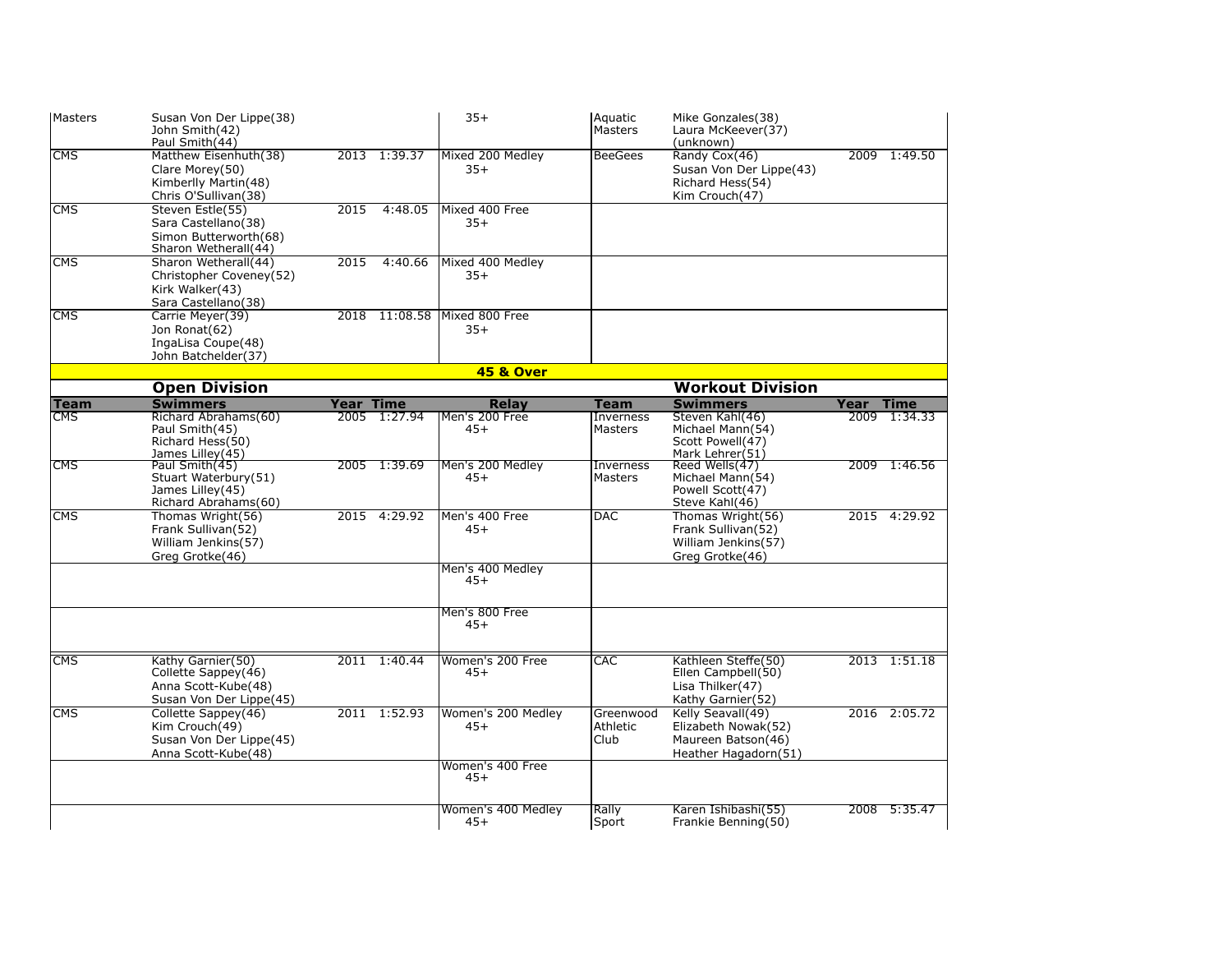| Team | Swimmers | Year | Time | Relay | Team | Swimmers | Year | Time |
|---|---|---|---|---|---|---|---|---|
| Masters | Susan Von Der Lippe(38) John Smith(42) Paul Smith(44) | | | 35+ | Aquatic Masters | Mike Gonzales(38) Laura McKeever(37) (unknown) | | |
| CMS | Matthew Eisenhuth(38) Clare Morey(50) Kimberlly Martin(48) Chris O'Sullivan(38) | 2013 | 1:39.37 | Mixed 200 Medley 35+ | BeeGees | Randy Cox(46) Susan Von Der Lippe(43) Richard Hess(54) Kim Crouch(47) | 2009 | 1:49.50 |
| CMS | Steven Estle(55) Sara Castellano(38) Simon Butterworth(68) Sharon Wetherall(44) | 2015 | 4:48.05 | Mixed 400 Free 35+ | | | | |
| CMS | Sharon Wetherall(44) Christopher Coveney(52) Kirk Walker(43) Sara Castellano(38) | 2015 | 4:40.66 | Mixed 400 Medley 35+ | | | | |
| CMS | Carrie Meyer(39) Jon Ronat(62) IngaLisa Coupe(48) John Batchelder(37) | 2018 | 11:08.58 | Mixed 800 Free 35+ | | | | |

## 45 & Over

| Open Division | | | | | Workout Division | | | |
|---|---|---|---|---|---|---|---|---|
| **Team** | **Swimmers** | **Year** | **Time** | **Relay** | **Team** | **Swimmers** | **Year** | **Time** |
| CMS | Richard Abrahams(60) Paul Smith(45) Richard Hess(50) James Lilley(45) | 2005 | 1:27.94 | Men's 200 Free 45+ | Inverness Masters | Steven Kahl(46) Michael Mann(54) Scott Powell(47) Mark Lehrer(51) | 2009 | 1:34.33 |
| CMS | Paul Smith(45) Stuart Waterbury(51) James Lilley(45) Richard Abrahams(60) | 2005 | 1:39.69 | Men's 200 Medley 45+ | Inverness Masters | Reed Wells(47) Michael Mann(54) Powell Scott(47) Steve Kahl(46) | 2009 | 1:46.56 |
| CMS | Thomas Wright(56) Frank Sullivan(52) William Jenkins(57) Greg Grotke(46) | 2015 | 4:29.92 | Men's 400 Free 45+ | DAC | Thomas Wright(56) Frank Sullivan(52) William Jenkins(57) Greg Grotke(46) | 2015 | 4:29.92 |
| | | | | Men's 400 Medley 45+ | | | | |
| | | | | Men's 800 Free 45+ | | | | |
| CMS | Kathy Garnier(50) Collette Sappey(46) Anna Scott-Kube(48) Susan Von Der Lippe(45) | 2011 | 1:40.44 | Women's 200 Free 45+ | CAC | Kathleen Steffe(50) Ellen Campbell(50) Lisa Thilker(47) Kathy Garnier(52) | 2013 | 1:51.18 |
| CMS | Collette Sappey(46) Kim Crouch(49) Susan Von Der Lippe(45) Anna Scott-Kube(48) | 2011 | 1:52.93 | Women's 200 Medley 45+ | Greenwood Athletic Club | Kelly Seavall(49) Elizabeth Nowak(52) Maureen Batson(46) Heather Hagadorn(51) | 2016 | 2:05.72 |
| | | | | Women's 400 Free 45+ | | | | |
| | | | | Women's 400 Medley 45+ | Rally Sport | Karen Ishibashi(55) Frankie Benning(50) | 2008 | 5:35.47 |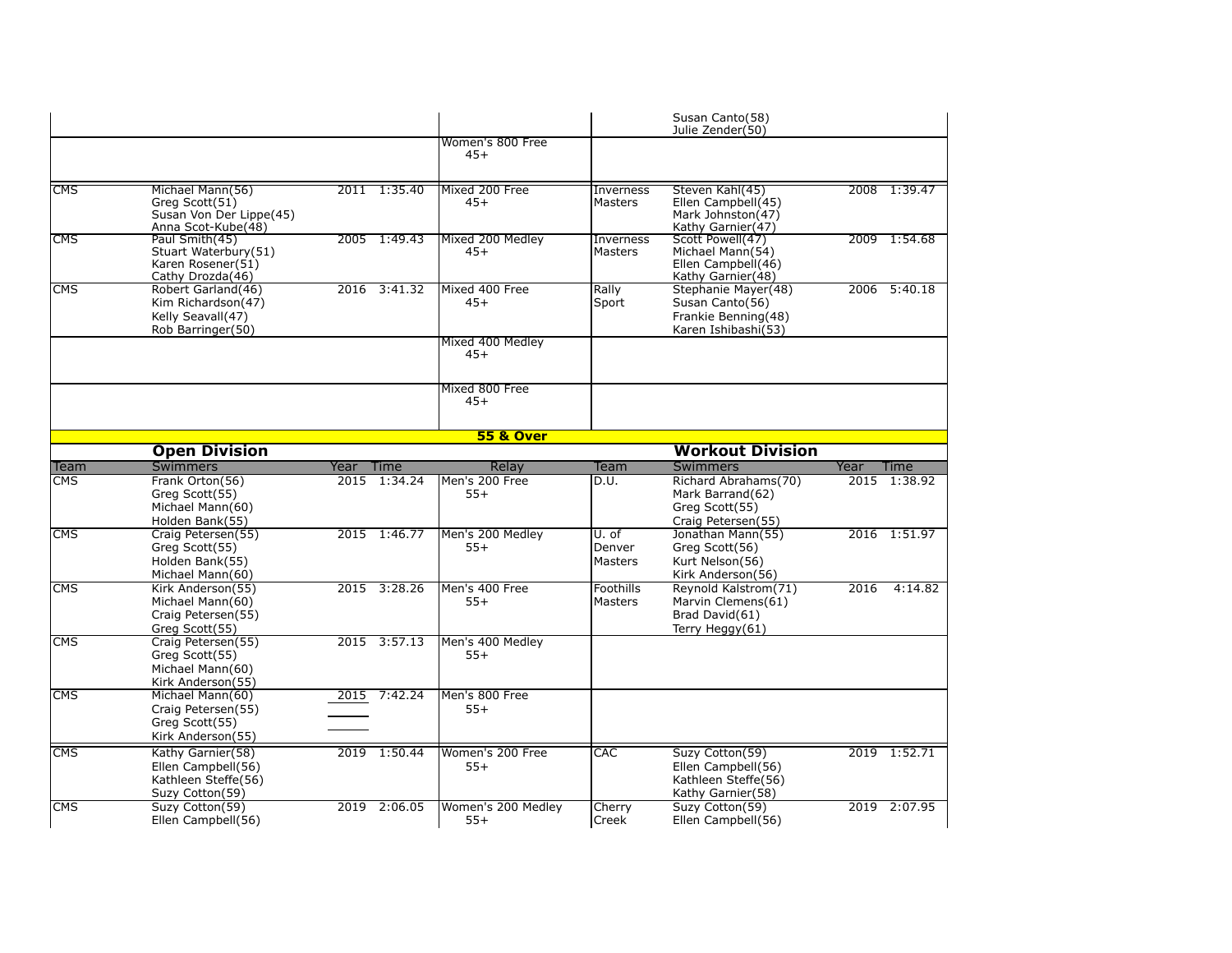| Team | Swimmers | Year | Time | Relay | Team | Swimmers | Year | Time |
|---|---|---|---|---|---|---|---|---|
| | | | | | | Susan Canto(58) Julie Zender(50) | | |
| | | | | Women's 800 Free 45+ | | | | |
| CMS | Michael Mann(56) Greg Scott(51) Susan Von Der Lippe(45) Anna Scot-Kube(48) | 2011 | 1:35.40 | Mixed 200 Free 45+ | Inverness Masters | Steven Kahl(45) Ellen Campbell(45) Mark Johnston(47) Kathy Garnier(47) | 2008 | 1:39.47 |
| CMS | Paul Smith(45) Stuart Waterbury(51) Karen Rosener(51) Cathy Drozda(46) | 2005 | 1:49.43 | Mixed 200 Medley 45+ | Inverness Masters | Scott Powell(47) Michael Mann(54) Ellen Campbell(46) Kathy Garnier(48) | 2009 | 1:54.68 |
| CMS | Robert Garland(46) Kim Richardson(47) Kelly Seavall(47) Rob Barringer(50) | 2016 | 3:41.32 | Mixed 400 Free 45+ | Rally Sport | Stephanie Mayer(48) Susan Canto(56) Frankie Benning(48) Karen Ishibashi(53) | 2006 | 5:40.18 |
| | | | | Mixed 400 Medley 45+ | | | | |
| | | | | Mixed 800 Free 45+ | | | | |

## 55 & Over

| | **Open Division** | | | | | **Workout Division** | | |
|---|---|---|---|---|---|---|---|---|
| Team | Swimmers | Year | Time | Relay | Team | Swimmers | Year | Time |
| CMS | Frank Orton(56) Greg Scott(55) Michael Mann(60) Holden Bank(55) | 2015 | 1:34.24 | Men's 200 Free 55+ | D.U. | Richard Abrahams(70) Mark Barrand(62) Greg Scott(55) Craig Petersen(55) | 2015 | 1:38.92 |
| CMS | Craig Petersen(55) Greg Scott(55) Holden Bank(55) Michael Mann(60) | 2015 | 1:46.77 | Men's 200 Medley 55+ | U. of Denver Masters | Jonathan Mann(55) Greg Scott(56) Kurt Nelson(56) Kirk Anderson(56) | 2016 | 1:51.97 |
| CMS | Kirk Anderson(55) Michael Mann(60) Craig Petersen(55) Greg Scott(55) | 2015 | 3:28.26 | Men's 400 Free 55+ | Foothills Masters | Reynold Kalstrom(71) Marvin Clemens(61) Brad David(61) Terry Heggy(61) | 2016 | 4:14.82 |
| CMS | Craig Petersen(55) Greg Scott(55) Michael Mann(60) Kirk Anderson(55) | 2015 | 3:57.13 | Men's 400 Medley 55+ | | | | |
| CMS | Michael Mann(60) Craig Petersen(55) Greg Scott(55) Kirk Anderson(55) | 2015 | 7:42.24 | Men's 800 Free 55+ | | | | |
| CMS | Kathy Garnier(58) Ellen Campbell(56) Kathleen Steffe(56) Suzy Cotton(59) | 2019 | 1:50.44 | Women's 200 Free 55+ | CAC | Suzy Cotton(59) Ellen Campbell(56) Kathleen Steffe(56) Kathy Garnier(58) | 2019 | 1:52.71 |
| CMS | Suzy Cotton(59) Ellen Campbell(56) | 2019 | 2:06.05 | Women's 200 Medley 55+ | Cherry Creek | Suzy Cotton(59) Ellen Campbell(56) | 2019 | 2:07.95 |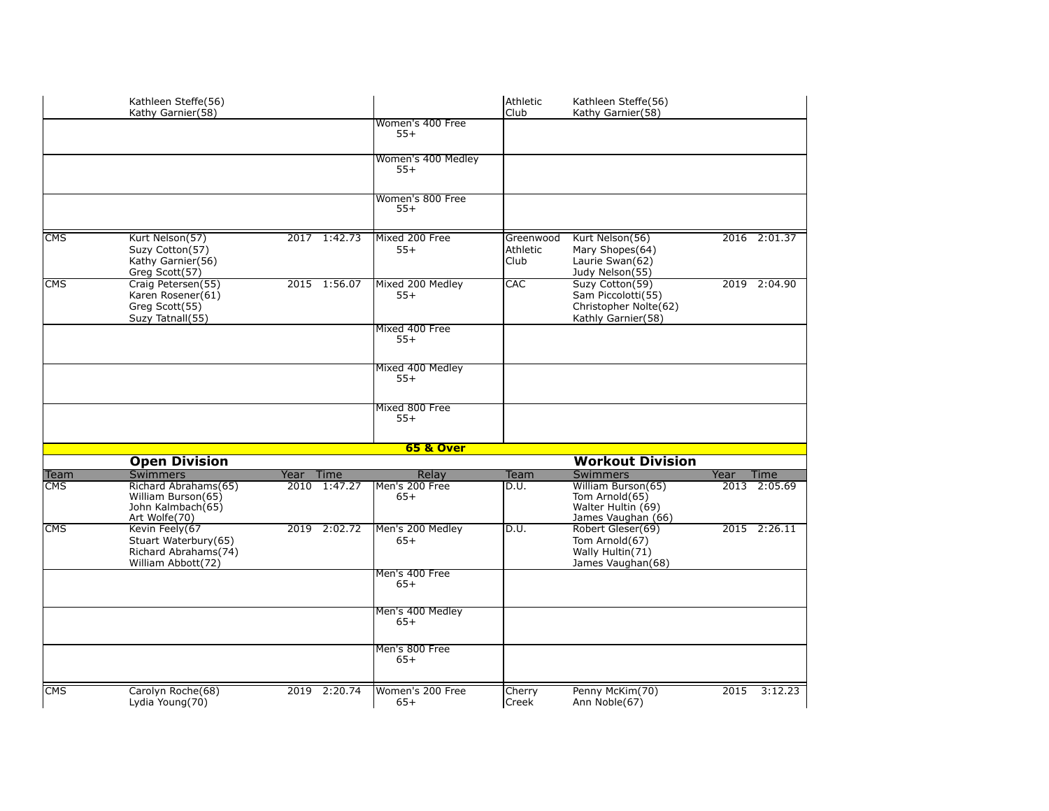| Team | Swimmers | Year | Time | Relay | Team | Swimmers | Year | Time |
|---|---|---|---|---|---|---|---|---|
| | Kathleen Steffe(56)<br>Kathy Garnier(58) | | | | Athletic Club | Kathleen Steffe(56)<br>Kathy Garnier(58) | | |
| | | | | Women's 400 Free<br>55+ | | | | |
| | | | | Women's 400 Medley<br>55+ | | | | |
| | | | | Women's 800 Free<br>55+ | | | | |
| CMS | Kurt Nelson(57)<br>Suzy Cotton(57)<br>Kathy Garnier(56)<br>Greg Scott(57) | 2017 | 1:42.73 | Mixed 200 Free<br>55+ | Greenwood Athletic Club | Kurt Nelson(56)<br>Mary Shopes(64)<br>Laurie Swan(62)<br>Judy Nelson(55) | 2016 | 2:01.37 |
| CMS | Craig Petersen(55)<br>Karen Rosener(61)<br>Greg Scott(55)<br>Suzy Tatnall(55) | 2015 | 1:56.07 | Mixed 200 Medley<br>55+ | CAC | Suzy Cotton(59)<br>Sam Piccolotti(55)<br>Christopher Nolte(62)<br>Kathly Garnier(58) | 2019 | 2:04.90 |
| | | | | Mixed 400 Free<br>55+ | | | | |
| | | | | Mixed 400 Medley<br>55+ | | | | |
| | | | | Mixed 800 Free<br>55+ | | | | |

## 65 & Over

| Open Division | | | | | Workout Division | | | |
|---|---|---|---|---|---|---|---|---|
| Team | Swimmers | Year | Time | Relay | Team | Swimmers | Year | Time |
| CMS | Richard Abrahams(65)<br>William Burson(65)<br>John Kalmbach(65)<br>Art Wolfe(70) | 2010 | 1:47.27 | Men's 200 Free<br>65+ | D.U. | William Burson(65)<br>Tom Arnold(65)<br>Walter Hultin (69)<br>James Vaughan (66) | 2013 | 2:05.69 |
| CMS | Kevin Feely(67<br>Stuart Waterbury(65)<br>Richard Abrahams(74)<br>William Abbott(72) | 2019 | 2:02.72 | Men's 200 Medley<br>65+ | D.U. | Robert Gleser(69)<br>Tom Arnold(67)<br>Wally Hultin(71)<br>James Vaughan(68) | 2015 | 2:26.11 |
| | | | | Men's 400 Free<br>65+ | | | | |
| | | | | Men's 400 Medley<br>65+ | | | | |
| | | | | Men's 800 Free<br>65+ | | | | |
| CMS | Carolyn Roche(68)<br>Lydia Young(70) | 2019 | 2:20.74 | Women's 200 Free<br>65+ | Cherry Creek | Penny McKim(70)<br>Ann Noble(67) | 2015 | 3:12.23 |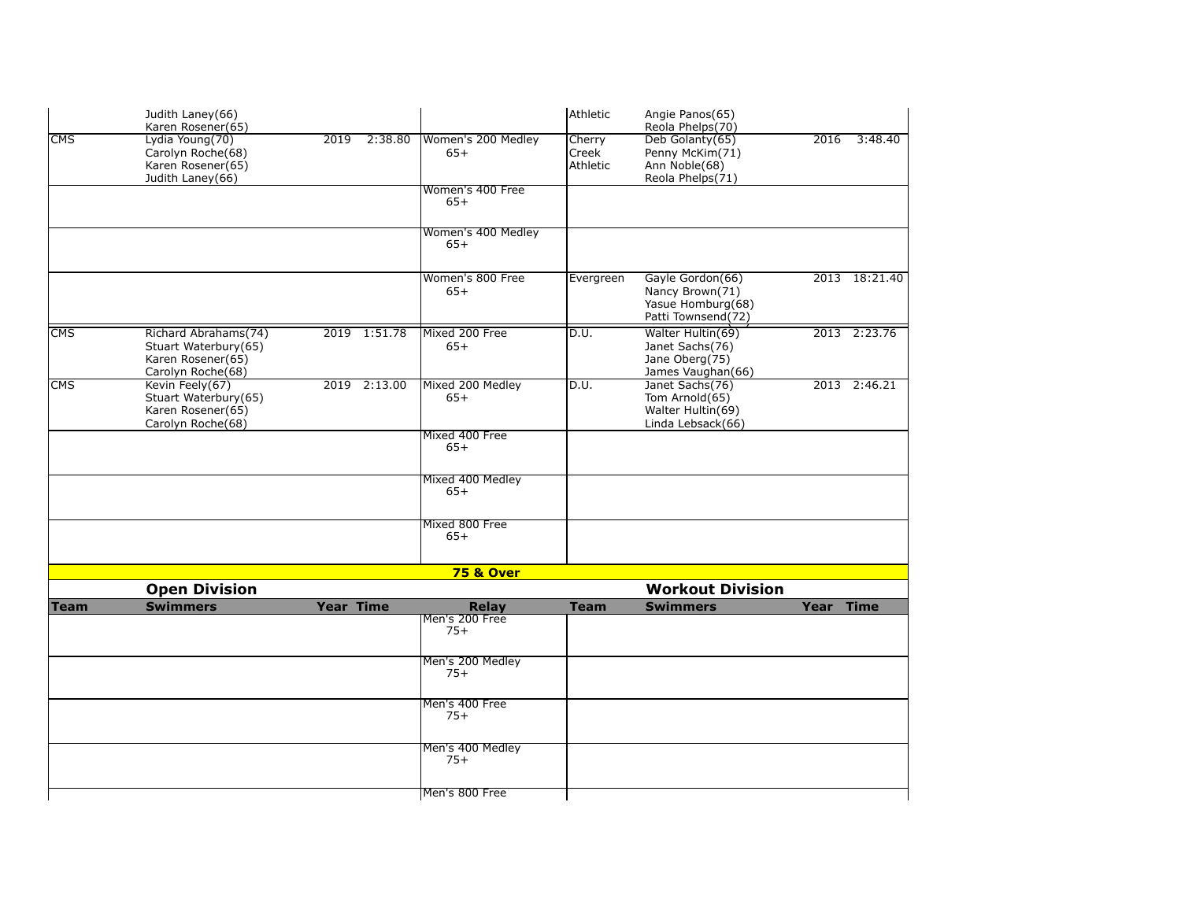| Team | Swimmers | Year | Time | Relay | Team | Swimmers | Year | Time |
|---|---|---|---|---|---|---|---|---|
| | Judith Laney(66)<br>Karen Rosener(65) | | | | Athletic | Angie Panos(65)<br>Reola Phelps(70) | | |
| CMS | Lydia Young(70)<br>Carolyn Roche(68)<br>Karen Rosener(65)<br>Judith Laney(66) | 2019 | 2:38.80 | Women's 200 Medley 65+ | Cherry Creek Athletic | Deb Golanty(65)<br>Penny McKim(71)<br>Ann Noble(68)<br>Reola Phelps(71) | 2016 | 3:48.40 |
| | | | | Women's 400 Free 65+ | | | | |
| | | | | Women's 400 Medley 65+ | | | | |
| | | | | Women's 800 Free 65+ | Evergreen | Gayle Gordon(66)<br>Nancy Brown(71)<br>Yasue Homburg(68)<br>Patti Townsend(72) | 2013 | 18:21.40 |
| CMS | Richard Abrahams(74)<br>Stuart Waterbury(65)<br>Karen Rosener(65)<br>Carolyn Roche(68) | 2019 | 1:51.78 | Mixed 200 Free 65+ | D.U. | Walter Hultin(69)<br>Janet Sachs(76)<br>Jane Oberg(75)<br>James Vaughan(66) | 2013 | 2:23.76 |
| CMS | Kevin Feely(67)<br>Stuart Waterbury(65)<br>Karen Rosener(65)<br>Carolyn Roche(68) | 2019 | 2:13.00 | Mixed 200 Medley 65+ | D.U. | Janet Sachs(76)<br>Tom Arnold(65)<br>Walter Hultin(69)<br>Linda Lebsack(66) | 2013 | 2:46.21 |
| | | | | Mixed 400 Free 65+ | | | | |
| | | | | Mixed 400 Medley 65+ | | | | |
| | | | | Mixed 800 Free 65+ | | | | |

## 75 & Over

| Open Division | | | | | Workout Division | | | |
|---|---|---|---|---|---|---|---|---|
| **Team** | **Swimmers** | **Year** | **Time** | **Relay** | **Team** | **Swimmers** | **Year** | **Time** |
| | | | | Men's 200 Free 75+ | | | | |
| | | | | Men's 200 Medley 75+ | | | | |
| | | | | Men's 400 Free 75+ | | | | |
| | | | | Men's 400 Medley 75+ | | | | |
| | | | | Men's 800 Free | | | | |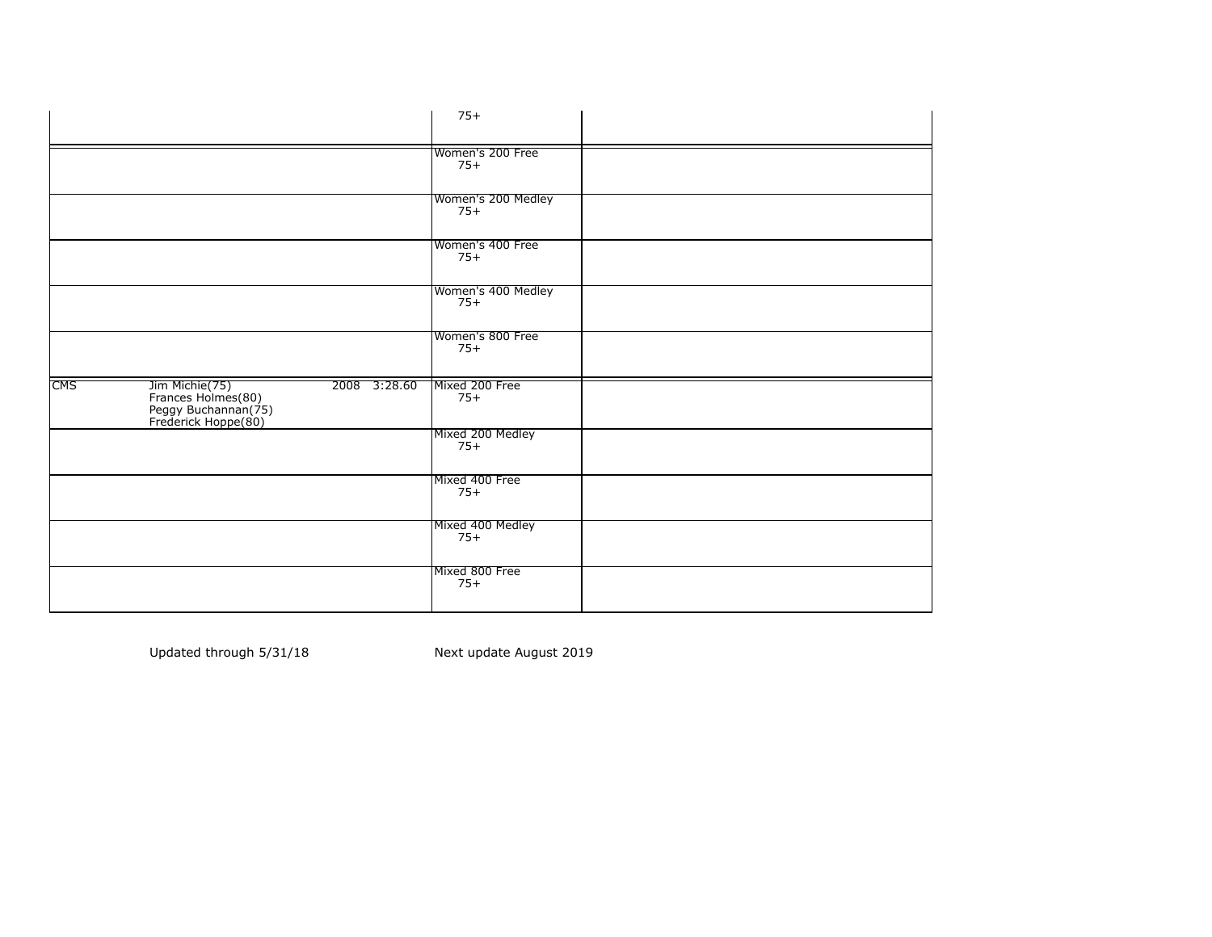| | | | | | |
|---|---|---|---|---|---|
| | | | | 75+ | |
| | | | | Women's 200 Free<br>75+ | |
| | | | | Women's 200 Medley<br>75+ | |
| | | | | Women's 400 Free<br>75+ | |
| | | | | Women's 400 Medley<br>75+ | |
| | | | | Women's 800 Free<br>75+ | |
| CMS | Jim Michie(75)<br>Frances Holmes(80)<br>Peggy Buchannan(75)<br>Frederick Hoppe(80) | 2008 | 3:28.60 | Mixed 200 Free<br>75+ | |
| | | | | Mixed 200 Medley<br>75+ | |
| | | | | Mixed 400 Free<br>75+ | |
| | | | | Mixed 400 Medley<br>75+ | |
| | | | | Mixed 800 Free<br>75+ | |

Updated through 5/31/18

Next update August 2019